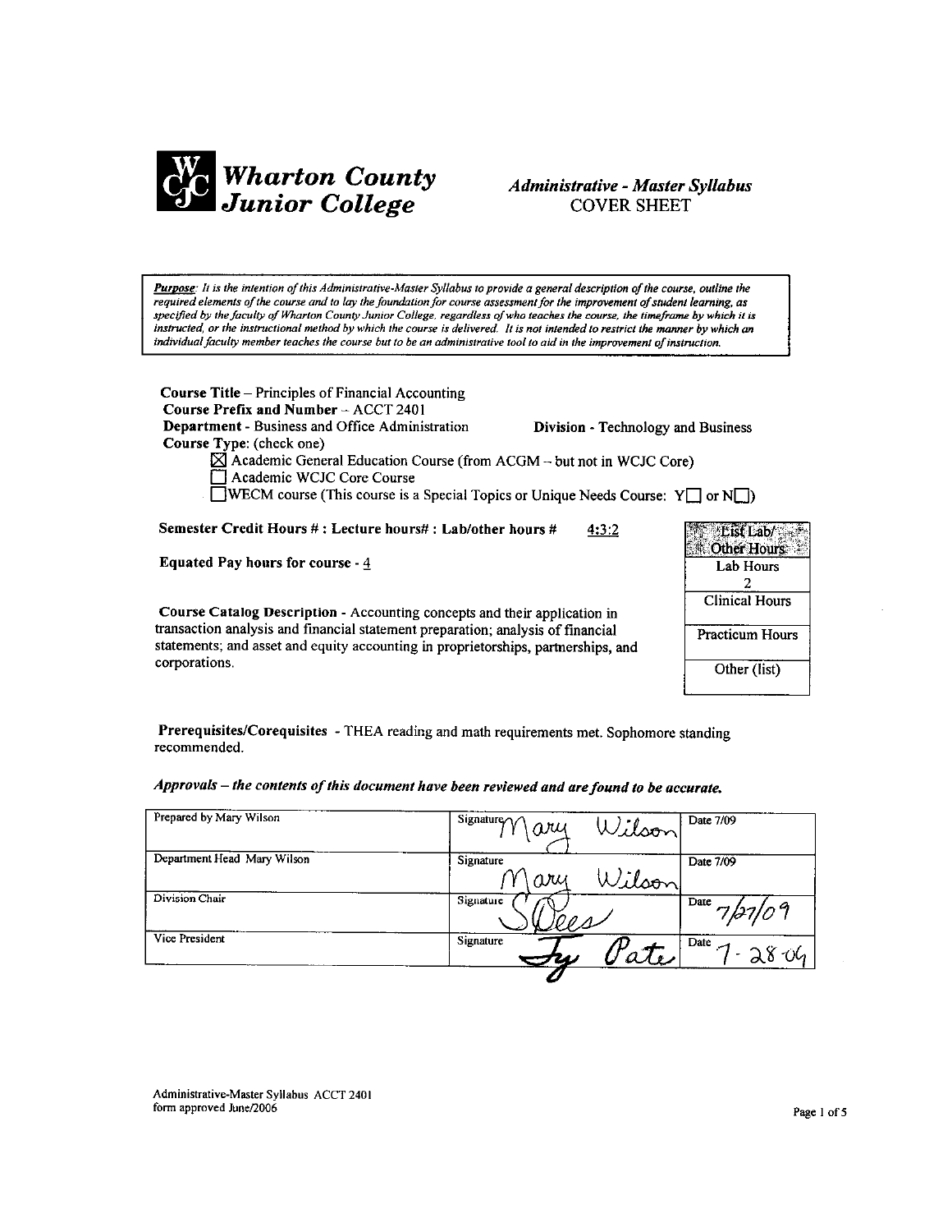# Wharton County Junior College

## *Administrative - Master Syllabus*
## COVER SHEET

*Purpose: It is the intention of this Administrative-Master Syllabus to provide a general description of the course, outline the required elements of the course and to lay the foundation for course assessment for the improvement of student learning, as specified by the faculty of Wharton County Junior College, regardless of who teaches the course, the timeframe by which it is instructed, or the instructional method by which the course is delivered. It is not intended to restrict the manner by which an individual faculty member teaches the course but to be an administrative tool to aid in the improvement of instruction.*

**Course Title** – Principles of Financial Accounting
**Course Prefix and Number** – ACCT 2401
**Department** - Business and Office Administration **Division** - Technology and Business
**Course Type**: (check one)

- ☒ Academic General Education Course (from ACGM – but not in WCJC Core)
- ☐ Academic WCJC Core Course
- ☐ WECM course (This course is a Special Topics or Unique Needs Course: Y☐ or N☐)

**Semester Credit Hours # : Lecture hours# : Lab/other hours #** 4:3:2

**Equated Pay hours for course** - 4

**Course Catalog Description** - Accounting concepts and their application in transaction analysis and financial statement preparation; analysis of financial statements; and asset and equity accounting in proprietorships, partnerships, and corporations.

| List Lab/ Other Hours |
|---|
| Lab Hours 2 |
| Clinical Hours |
| Practicum Hours |
| Other (list) |

**Prerequisites/Corequisites** - THEA reading and math requirements met. Sophomore standing recommended.

***Approvals – the contents of this document have been reviewed and are found to be accurate.***

| | | |
|---|---|---|
| Prepared by Mary Wilson | Signature Mary Wilson | Date 7/09 |
| Department Head Mary Wilson | Signature Mary Wilson | Date 7/09 |
| Division Chair | Signature S Dees | Date 7/27/09 |
| Vice President | Signature Ty Pate | Date 7-28-09 |

Administrative-Master Syllabus ACCT 2401
form approved June/2006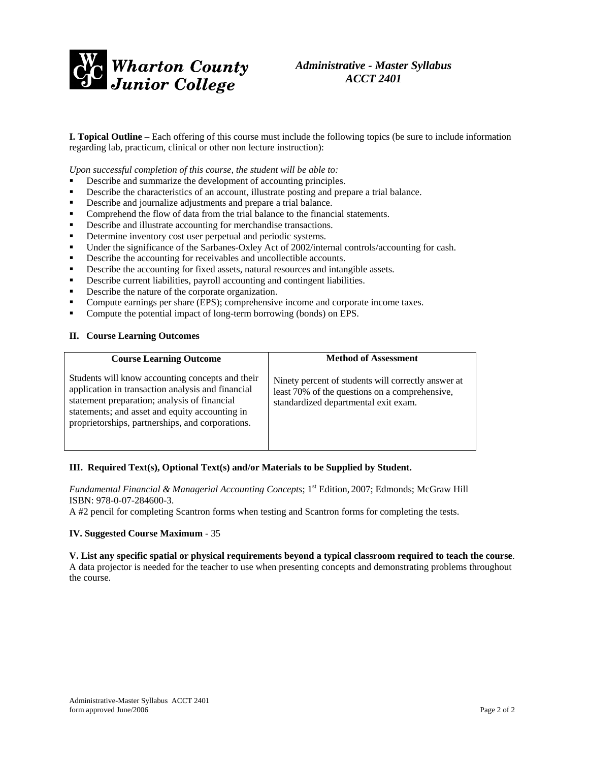Wharton County Junior College

*Administrative - Master Syllabus*
*ACCT 2401*

**I. Topical Outline** – Each offering of this course must include the following topics (be sure to include information regarding lab, practicum, clinical or other non lecture instruction):

*Upon successful completion of this course, the student will be able to:*

- Describe and summarize the development of accounting principles.
- Describe the characteristics of an account, illustrate posting and prepare a trial balance.
- Describe and journalize adjustments and prepare a trial balance.
- Comprehend the flow of data from the trial balance to the financial statements.
- Describe and illustrate accounting for merchandise transactions.
- Determine inventory cost user perpetual and periodic systems.
- Under the significance of the Sarbanes-Oxley Act of 2002/internal controls/accounting for cash.
- Describe the accounting for receivables and uncollectible accounts.
- Describe the accounting for fixed assets, natural resources and intangible assets.
- Describe current liabilities, payroll accounting and contingent liabilities.
- Describe the nature of the corporate organization.
- Compute earnings per share (EPS); comprehensive income and corporate income taxes.
- Compute the potential impact of long-term borrowing (bonds) on EPS.

**II. Course Learning Outcomes**

| Course Learning Outcome | Method of Assessment |
|---|---|
| Students will know accounting concepts and their application in transaction analysis and financial statement preparation; analysis of financial statements; and asset and equity accounting in proprietorships, partnerships, and corporations. | Ninety percent of students will correctly answer at least 70% of the questions on a comprehensive, standardized departmental exit exam. |

**III. Required Text(s), Optional Text(s) and/or Materials to be Supplied by Student.**

*Fundamental Financial & Managerial Accounting Concepts*; 1st Edition, 2007; Edmonds; McGraw Hill ISBN: 978-0-07-284600-3.
A #2 pencil for completing Scantron forms when testing and Scantron forms for completing the tests.

**IV. Suggested Course Maximum** - 35

**V. List any specific spatial or physical requirements beyond a typical classroom required to teach the course**.
A data projector is needed for the teacher to use when presenting concepts and demonstrating problems throughout the course.

Administrative-Master Syllabus ACCT 2401
form approved June/2006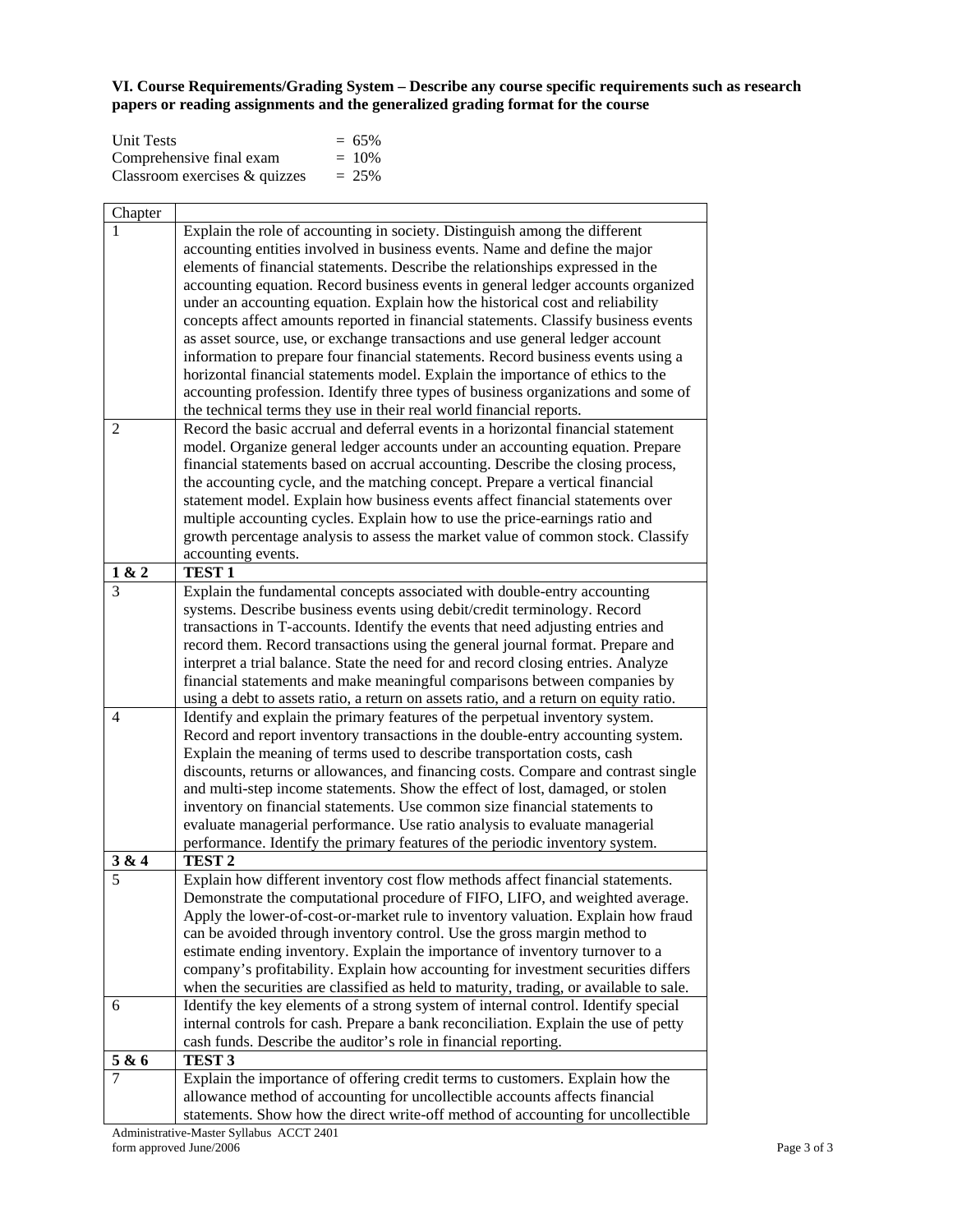**VI. Course Requirements/Grading System – Describe any course specific requirements such as research papers or reading assignments and the generalized grading format for the course**

| | |
|---|---|
| Unit Tests | = 65% |
| Comprehensive final exam | = 10% |
| Classroom exercises & quizzes | = 25% |

| Chapter | |
|---|---|
| 1 | Explain the role of accounting in society. Distinguish among the different accounting entities involved in business events. Name and define the major elements of financial statements. Describe the relationships expressed in the accounting equation. Record business events in general ledger accounts organized under an accounting equation. Explain how the historical cost and reliability concepts affect amounts reported in financial statements. Classify business events as asset source, use, or exchange transactions and use general ledger account information to prepare four financial statements. Record business events using a horizontal financial statements model. Explain the importance of ethics to the accounting profession. Identify three types of business organizations and some of the technical terms they use in their real world financial reports. |
| 2 | Record the basic accrual and deferral events in a horizontal financial statement model. Organize general ledger accounts under an accounting equation. Prepare financial statements based on accrual accounting. Describe the closing process, the accounting cycle, and the matching concept. Prepare a vertical financial statement model. Explain how business events affect financial statements over multiple accounting cycles. Explain how to use the price-earnings ratio and growth percentage analysis to assess the market value of common stock. Classify accounting events. |
| **1 & 2** | **TEST 1** |
| 3 | Explain the fundamental concepts associated with double-entry accounting systems. Describe business events using debit/credit terminology. Record transactions in T-accounts. Identify the events that need adjusting entries and record them. Record transactions using the general journal format. Prepare and interpret a trial balance. State the need for and record closing entries. Analyze financial statements and make meaningful comparisons between companies by using a debt to assets ratio, a return on assets ratio, and a return on equity ratio. |
| 4 | Identify and explain the primary features of the perpetual inventory system. Record and report inventory transactions in the double-entry accounting system. Explain the meaning of terms used to describe transportation costs, cash discounts, returns or allowances, and financing costs. Compare and contrast single and multi-step income statements. Show the effect of lost, damaged, or stolen inventory on financial statements. Use common size financial statements to evaluate managerial performance. Use ratio analysis to evaluate managerial performance. Identify the primary features of the periodic inventory system. |
| **3 & 4** | **TEST 2** |
| 5 | Explain how different inventory cost flow methods affect financial statements. Demonstrate the computational procedure of FIFO, LIFO, and weighted average. Apply the lower-of-cost-or-market rule to inventory valuation. Explain how fraud can be avoided through inventory control. Use the gross margin method to estimate ending inventory. Explain the importance of inventory turnover to a company's profitability. Explain how accounting for investment securities differs when the securities are classified as held to maturity, trading, or available to sale. |
| 6 | Identify the key elements of a strong system of internal control. Identify special internal controls for cash. Prepare a bank reconciliation. Explain the use of petty cash funds. Describe the auditor's role in financial reporting. |
| **5 & 6** | **TEST 3** |
| 7 | Explain the importance of offering credit terms to customers. Explain how the allowance method of accounting for uncollectible accounts affects financial statements. Show how the direct write-off method of accounting for uncollectible |

Administrative-Master Syllabus ACCT 2401
form approved June/2006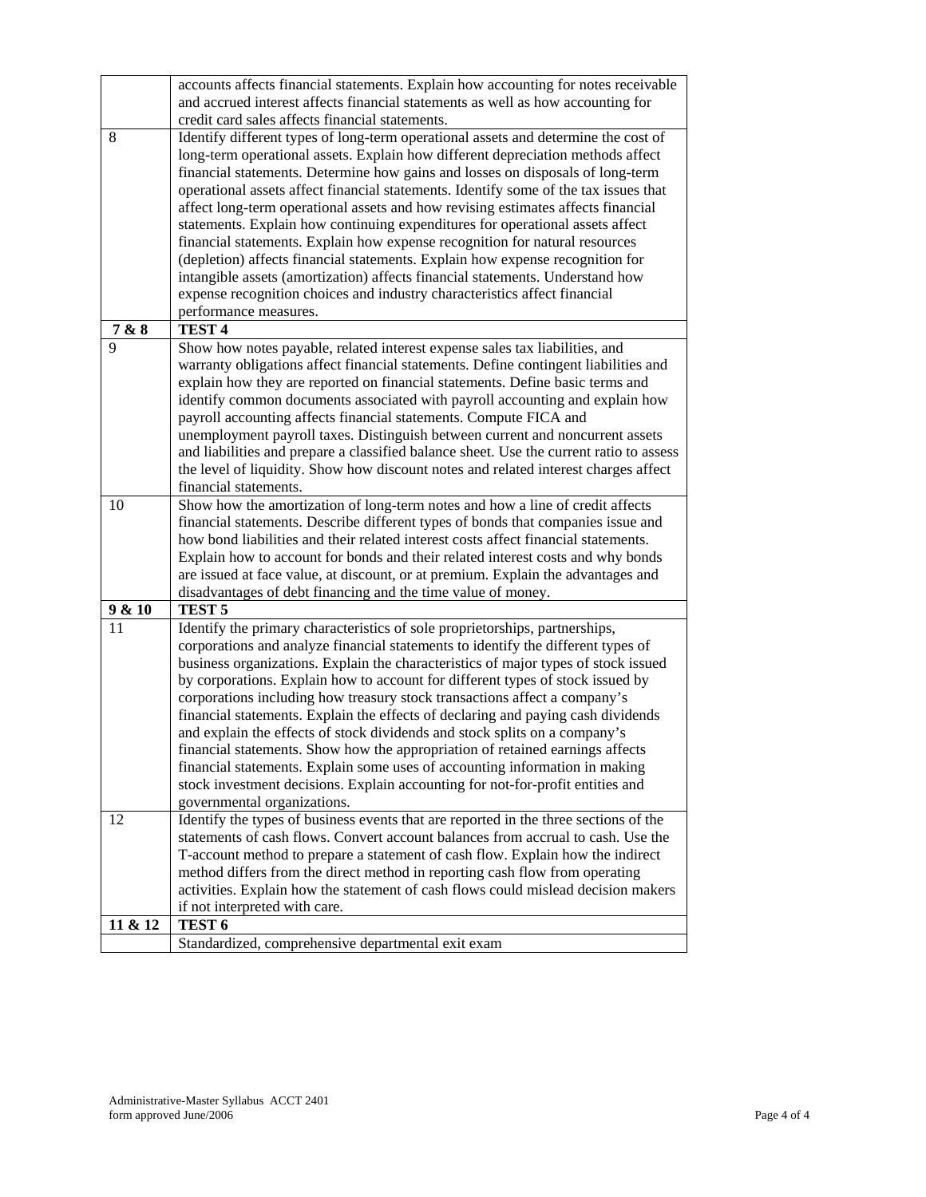| | |
|---|---|
| | accounts affects financial statements. Explain how accounting for notes receivable and accrued interest affects financial statements as well as how accounting for credit card sales affects financial statements. |
| 8 | Identify different types of long-term operational assets and determine the cost of long-term operational assets. Explain how different depreciation methods affect financial statements. Determine how gains and losses on disposals of long-term operational assets affect financial statements. Identify some of the tax issues that affect long-term operational assets and how revising estimates affects financial statements. Explain how continuing expenditures for operational assets affect financial statements. Explain how expense recognition for natural resources (depletion) affects financial statements. Explain how expense recognition for intangible assets (amortization) affects financial statements. Understand how expense recognition choices and industry characteristics affect financial performance measures. |
| **7 & 8** | **TEST 4** |
| 9 | Show how notes payable, related interest expense sales tax liabilities, and warranty obligations affect financial statements. Define contingent liabilities and explain how they are reported on financial statements. Define basic terms and identify common documents associated with payroll accounting and explain how payroll accounting affects financial statements. Compute FICA and unemployment payroll taxes. Distinguish between current and noncurrent assets and liabilities and prepare a classified balance sheet. Use the current ratio to assess the level of liquidity. Show how discount notes and related interest charges affect financial statements. |
| 10 | Show how the amortization of long-term notes and how a line of credit affects financial statements. Describe different types of bonds that companies issue and how bond liabilities and their related interest costs affect financial statements. Explain how to account for bonds and their related interest costs and why bonds are issued at face value, at discount, or at premium. Explain the advantages and disadvantages of debt financing and the time value of money. |
| **9 & 10** | **TEST 5** |
| 11 | Identify the primary characteristics of sole proprietorships, partnerships, corporations and analyze financial statements to identify the different types of business organizations. Explain the characteristics of major types of stock issued by corporations. Explain how to account for different types of stock issued by corporations including how treasury stock transactions affect a company's financial statements. Explain the effects of declaring and paying cash dividends and explain the effects of stock dividends and stock splits on a company's financial statements. Show how the appropriation of retained earnings affects financial statements. Explain some uses of accounting information in making stock investment decisions. Explain accounting for not-for-profit entities and governmental organizations. |
| 12 | Identify the types of business events that are reported in the three sections of the statements of cash flows. Convert account balances from accrual to cash. Use the T-account method to prepare a statement of cash flow. Explain how the indirect method differs from the direct method in reporting cash flow from operating activities. Explain how the statement of cash flows could mislead decision makers if not interpreted with care. |
| **11 & 12** | **TEST 6** |
| | Standardized, comprehensive departmental exit exam |

Administrative-Master Syllabus ACCT 2401
form approved June/2006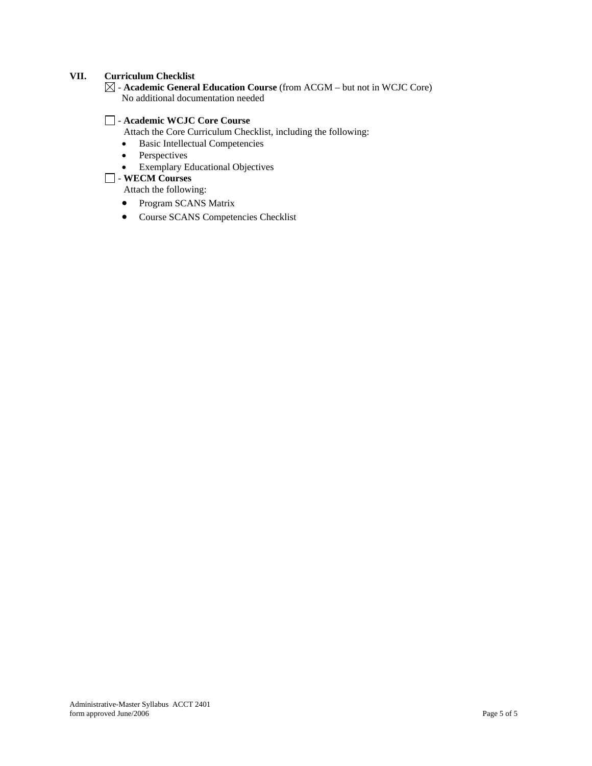## VII. Curriculum Checklist

☒ - **Academic General Education Course** (from ACGM – but not in WCJC Core)
No additional documentation needed

☐ - **Academic WCJC Core Course**
Attach the Core Curriculum Checklist, including the following:

- Basic Intellectual Competencies
- Perspectives
- Exemplary Educational Objectives

☐ - **WECM Courses**
Attach the following:

- Program SCANS Matrix
- Course SCANS Competencies Checklist